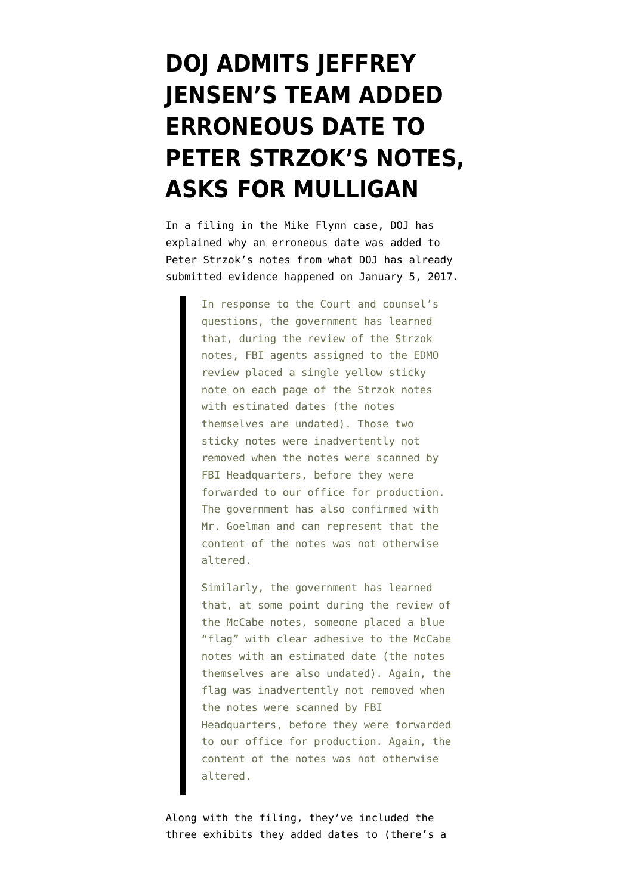# DOJ ADMITS JEFFREY JENSEN'S TEAM ADDED ERRONEOUS DATE TO PETER STRZOK'S NOTES, ASKS FOR MULLIGAN

In a filing in the Mike Flynn case, DOJ has explained why an erroneous date was added to Peter Strzok's notes from what DOJ has already submitted evidence happened on January 5, 2017.

> In response to the Court and counsel's questions, the government has learned that, during the review of the Strzok notes, FBI agents assigned to the EDMO review placed a single yellow sticky note on each page of the Strzok notes with estimated dates (the notes themselves are undated). Those two sticky notes were inadvertently not removed when the notes were scanned by FBI Headquarters, before they were forwarded to our office for production. The government has also confirmed with Mr. Goelman and can represent that the content of the notes was not otherwise altered.
>
> Similarly, the government has learned that, at some point during the review of the McCabe notes, someone placed a blue "flag" with clear adhesive to the McCabe notes with an estimated date (the notes themselves are also undated). Again, the flag was inadvertently not removed when the notes were scanned by FBI Headquarters, before they were forwarded to our office for production. Again, the content of the notes was not otherwise altered.

Along with the filing, they've included the three exhibits they added dates to (there's a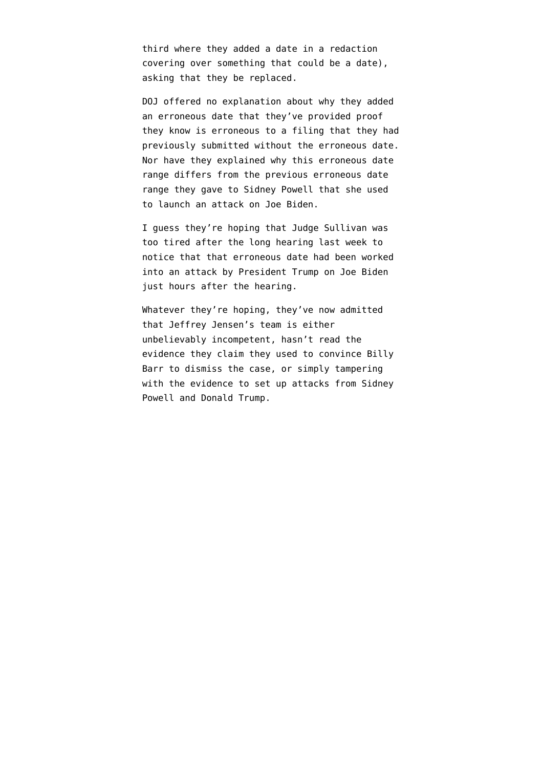third where they added a date in a redaction covering over something that could be a date), asking that they be replaced.

DOJ offered no explanation about why they added an erroneous date that they've provided proof they know is erroneous to a filing that they had previously submitted without the erroneous date. Nor have they explained why this erroneous date range differs from the previous erroneous date range they gave to Sidney Powell that she used to launch an attack on Joe Biden.

I guess they're hoping that Judge Sullivan was too tired after the long hearing last week to notice that that erroneous date had been worked into an attack by President Trump on Joe Biden just hours after the hearing.

Whatever they're hoping, they've now admitted that Jeffrey Jensen's team is either unbelievably incompetent, hasn't read the evidence they claim they used to convince Billy Barr to dismiss the case, or simply tampering with the evidence to set up attacks from Sidney Powell and Donald Trump.